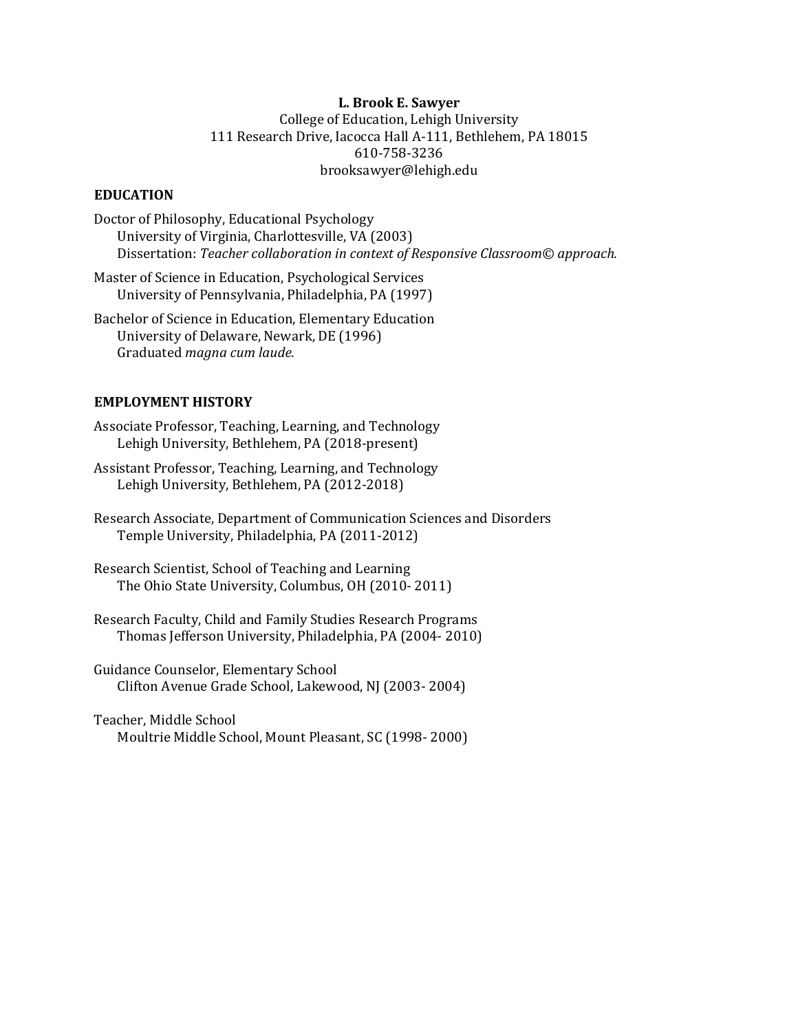**L. Brook E. Sawyer**
College of Education, Lehigh University
111 Research Drive, Iacocca Hall A-111, Bethlehem, PA 18015
610-758-3236
brooksawyer@lehigh.edu

## EDUCATION

Doctor of Philosophy, Educational Psychology
University of Virginia, Charlottesville, VA (2003)
Dissertation: *Teacher collaboration in context of Responsive Classroom© approach.*

Master of Science in Education, Psychological Services
University of Pennsylvania, Philadelphia, PA (1997)

Bachelor of Science in Education, Elementary Education
University of Delaware, Newark, DE (1996)
Graduated *magna cum laude.*

## EMPLOYMENT HISTORY

Associate Professor, Teaching, Learning, and Technology
Lehigh University, Bethlehem, PA (2018-present)

Assistant Professor, Teaching, Learning, and Technology
Lehigh University, Bethlehem, PA (2012-2018)

Research Associate, Department of Communication Sciences and Disorders
Temple University, Philadelphia, PA (2011-2012)

Research Scientist, School of Teaching and Learning
The Ohio State University, Columbus, OH (2010- 2011)

Research Faculty, Child and Family Studies Research Programs
Thomas Jefferson University, Philadelphia, PA (2004- 2010)

Guidance Counselor, Elementary School
Clifton Avenue Grade School, Lakewood, NJ (2003- 2004)

Teacher, Middle School
Moultrie Middle School, Mount Pleasant, SC (1998- 2000)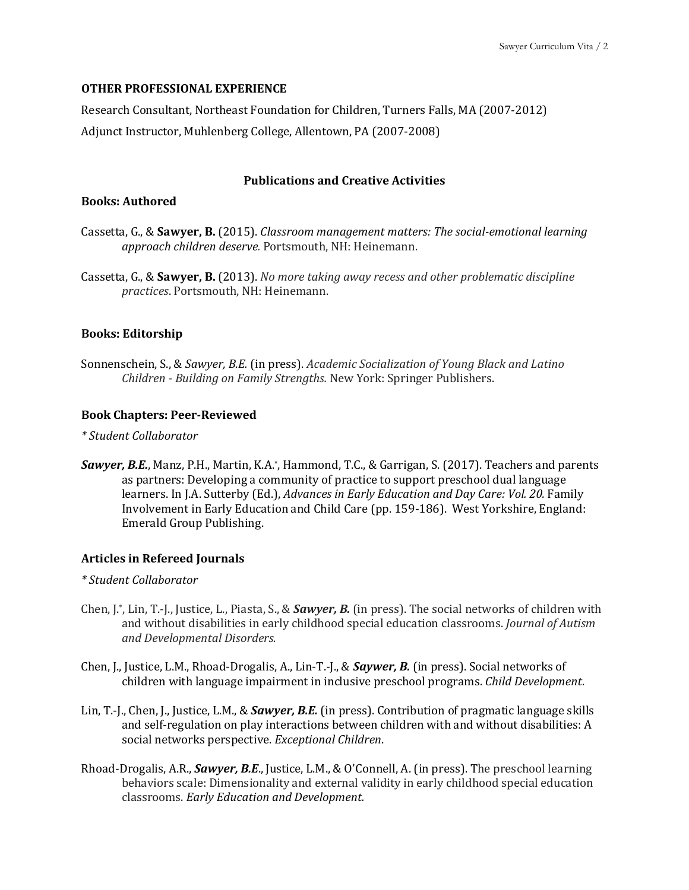### OTHER PROFESSIONAL EXPERIENCE

Research Consultant, Northeast Foundation for Children, Turners Falls, MA (2007-2012)

Adjunct Instructor, Muhlenberg College, Allentown, PA (2007-2008)

## Publications and Creative Activities

### Books: Authored

Cassetta, G., & **Sawyer, B.** (2015). *Classroom management matters: The social-emotional learning approach children deserve.* Portsmouth, NH: Heinemann.

Cassetta, G., & **Sawyer, B.** (2013). *No more taking away recess and other problematic discipline practices*. Portsmouth, NH: Heinemann.

### Books: Editorship

Sonnenschein, S., & *Sawyer, B.E.* (in press). *Academic Socialization of Young Black and Latino Children - Building on Family Strengths.* New York: Springer Publishers.

### Book Chapters: Peer-Reviewed

*\* Student Collaborator*

***Sawyer, B.E.***, Manz, P.H., Martin, K.A.*, Hammond, T.C., & Garrigan, S. (2017). Teachers and parents as partners: Developing a community of practice to support preschool dual language learners. In J.A. Sutterby (Ed.), *Advances in Early Education and Day Care: Vol. 20.* Family Involvement in Early Education and Child Care (pp. 159-186). West Yorkshire, England: Emerald Group Publishing.

### Articles in Refereed Journals

*\* Student Collaborator*

Chen, J.*, Lin, T.-J., Justice, L., Piasta, S., & ***Sawyer, B.*** (in press). The social networks of children with and without disabilities in early childhood special education classrooms. *Journal of Autism and Developmental Disorders.*

Chen, J., Justice, L.M., Rhoad-Drogalis, A., Lin-T.-J., & ***Saywer, B.*** (in press). Social networks of children with language impairment in inclusive preschool programs. *Child Development*.

Lin, T.-J., Chen, J., Justice, L.M., & ***Sawyer, B.E.*** (in press). Contribution of pragmatic language skills and self-regulation on play interactions between children with and without disabilities: A social networks perspective. *Exceptional Children*.

Rhoad-Drogalis, A.R., ***Sawyer, B.E***., Justice, L.M., & O'Connell, A. (in press). The preschool learning behaviors scale: Dimensionality and external validity in early childhood special education classrooms. *Early Education and Development.*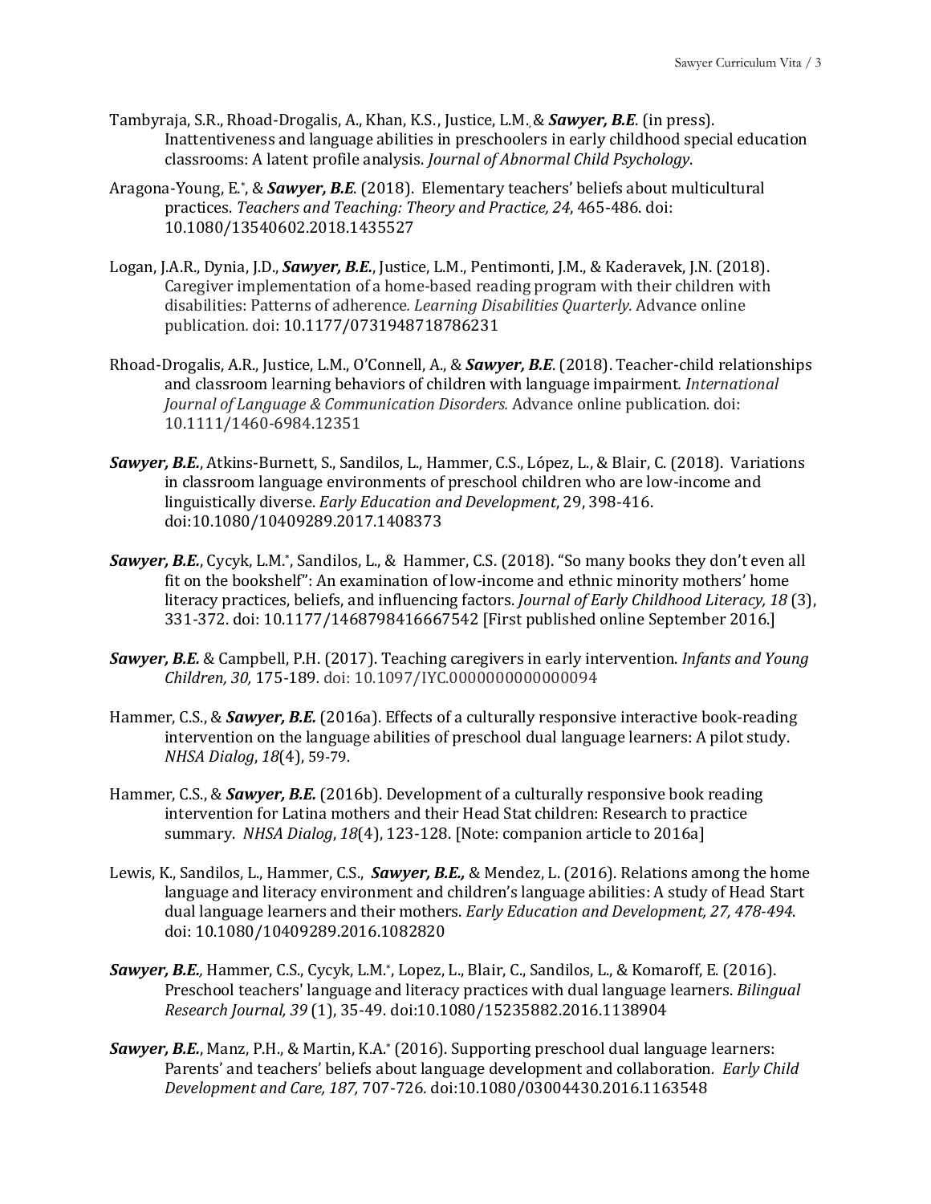Tambyraja, S.R., Rhoad-Drogalis, A., Khan, K.S., Justice, L.M., & ***Sawyer, B.E***. (in press). Inattentiveness and language abilities in preschoolers in early childhood special education classrooms: A latent profile analysis. *Journal of Abnormal Child Psychology*.

Aragona-Young, E.*, & ***Sawyer, B.E***. (2018). Elementary teachers' beliefs about multicultural practices. *Teachers and Teaching: Theory and Practice, 24*, 465-486. doi: 10.1080/13540602.2018.1435527

Logan, J.A.R., Dynia, J.D., ***Sawyer, B.E.***, Justice, L.M., Pentimonti, J.M., & Kaderavek, J.N. (2018). Caregiver implementation of a home-based reading program with their children with disabilities: Patterns of adherence*. Learning Disabilities Quarterly.* Advance online publication. doi: 10.1177/0731948718786231

Rhoad-Drogalis, A.R., Justice, L.M., O'Connell, A., & ***Sawyer, B.E***. (2018). Teacher-child relationships and classroom learning behaviors of children with language impairment*. International Journal of Language & Communication Disorders.* Advance online publication. doi: 10.1111/1460-6984.12351

***Sawyer, B.E.***, Atkins-Burnett, S., Sandilos, L., Hammer, C.S., López, L., & Blair, C. (2018). Variations in classroom language environments of preschool children who are low-income and linguistically diverse. *Early Education and Development*, 29, 398-416. doi:10.1080/10409289.2017.1408373

***Sawyer, B.E.***, Cycyk, L.M.*, Sandilos, L., & Hammer, C.S. (2018). "So many books they don't even all fit on the bookshelf": An examination of low-income and ethnic minority mothers' home literacy practices, beliefs, and influencing factors. *Journal of Early Childhood Literacy, 18* (3), 331-372. doi: 10.1177/1468798416667542 [First published online September 2016.]

***Sawyer, B.E.*** & Campbell, P.H. (2017). Teaching caregivers in early intervention. *Infants and Young Children, 30,* 175-189. doi: 10.1097/IYC.0000000000000094

Hammer, C.S., & ***Sawyer, B.E.*** (2016a). Effects of a culturally responsive interactive book-reading intervention on the language abilities of preschool dual language learners: A pilot study. *NHSA Dialog*, *18*(4), 59-79.

Hammer, C.S., & ***Sawyer, B.E.*** (2016b). Development of a culturally responsive book reading intervention for Latina mothers and their Head Stat children: Research to practice summary. *NHSA Dialog*, *18*(4), 123-128. [Note: companion article to 2016a]

Lewis, K., Sandilos, L., Hammer, C.S., ***Sawyer, B.E.,*** & Mendez, L. (2016). Relations among the home language and literacy environment and children's language abilities: A study of Head Start dual language learners and their mothers. *Early Education and Development, 27, 478-494*. doi: 10.1080/10409289.2016.1082820

***Sawyer, B.E.,*** Hammer, C.S., Cycyk, L.M.*, Lopez, L., Blair, C., Sandilos, L., & Komaroff, E. (2016). Preschool teachers' language and literacy practices with dual language learners. *Bilingual Research Journal, 39* (1), 35-49. doi:10.1080/15235882.2016.1138904

***Sawyer, B.E.***, Manz, P.H., & Martin, K.A.* (2016). Supporting preschool dual language learners: Parents' and teachers' beliefs about language development and collaboration. *Early Child Development and Care, 187,* 707-726. doi:10.1080/03004430.2016.1163548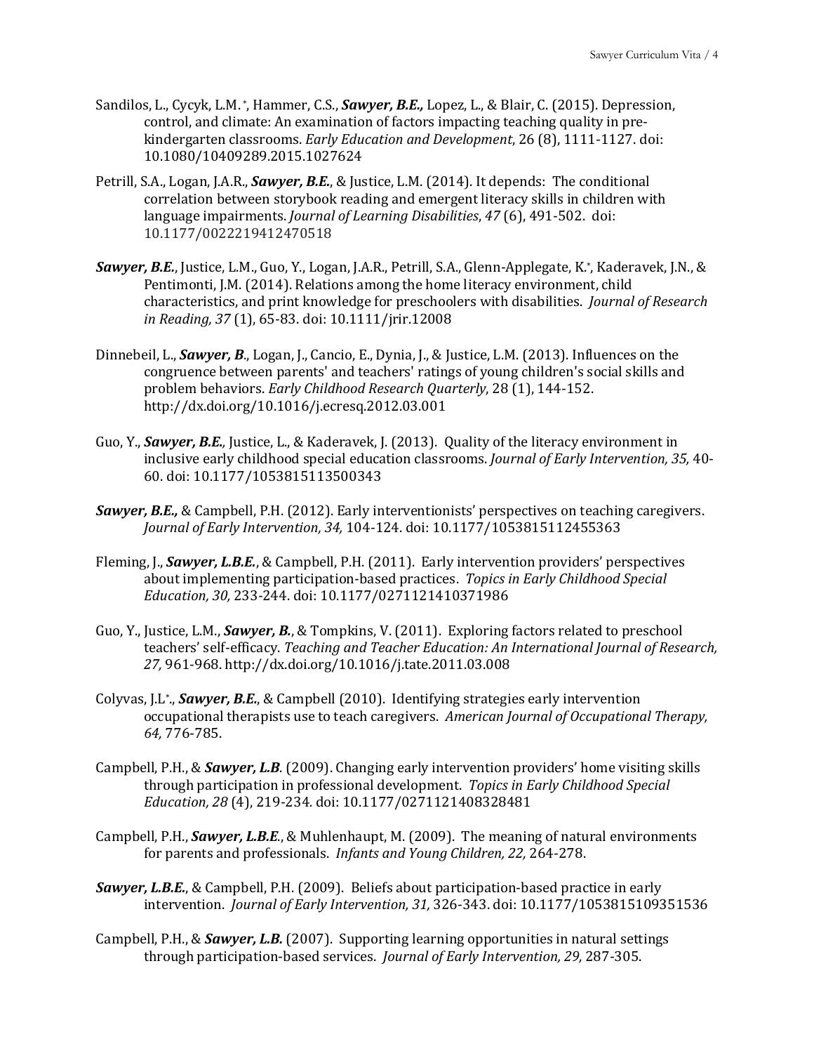Sandilos, L., Cycyk, L.M.*, Hammer, C.S., ***Sawyer, B.E.,*** Lopez, L., & Blair, C. (2015). Depression, control, and climate: An examination of factors impacting teaching quality in pre-kindergarten classrooms. *Early Education and Development*, 26 (8), 1111-1127. doi: 10.1080/10409289.2015.1027624

Petrill, S.A., Logan, J.A.R., ***Sawyer, B.E.***, & Justice, L.M. (2014). It depends: The conditional correlation between storybook reading and emergent literacy skills in children with language impairments. *Journal of Learning Disabilities*, *47* (6), 491-502. doi: 10.1177/0022219412470518

***Sawyer, B.E.***, Justice, L.M., Guo, Y., Logan, J.A.R., Petrill, S.A., Glenn-Applegate, K.*, Kaderavek, J.N., & Pentimonti, J.M. (2014). Relations among the home literacy environment, child characteristics, and print knowledge for preschoolers with disabilities. *Journal of Research in Reading, 37* (1), 65-83. doi: 10.1111/jrir.12008

Dinnebeil, L., ***Sawyer, B***., Logan, J., Cancio, E., Dynia, J., & Justice, L.M. (2013). Influences on the congruence between parents' and teachers' ratings of young children's social skills and problem behaviors. *Early Childhood Research Quarterly*, 28 (1), 144-152. http://dx.doi.org/10.1016/j.ecresq.2012.03.001

Guo, Y., ***Sawyer, B.E.***, Justice, L., & Kaderavek, J. (2013). Quality of the literacy environment in inclusive early childhood special education classrooms. *Journal of Early Intervention, 35,* 40-60. doi: 10.1177/1053815113500343

***Sawyer, B.E.,*** & Campbell, P.H. (2012). Early interventionists' perspectives on teaching caregivers. *Journal of Early Intervention, 34,* 104-124. doi: 10.1177/1053815112455363

Fleming, J., ***Sawyer, L.B.E.***, & Campbell, P.H. (2011). Early intervention providers' perspectives about implementing participation-based practices. *Topics in Early Childhood Special Education, 30,* 233-244. doi: 10.1177/0271121410371986

Guo, Y., Justice, L.M., ***Sawyer, B.***, & Tompkins, V. (2011). Exploring factors related to preschool teachers' self-efficacy. *Teaching and Teacher Education: An International Journal of Research, 27,* 961-968. http://dx.doi.org/10.1016/j.tate.2011.03.008

Colyvas, J.L*., ***Sawyer, B.E.***, & Campbell (2010). Identifying strategies early intervention occupational therapists use to teach caregivers. *American Journal of Occupational Therapy, 64,* 776-785.

Campbell, P.H., & ***Sawyer, L.B***. (2009). Changing early intervention providers' home visiting skills through participation in professional development. *Topics in Early Childhood Special Education, 28* (4), 219-234. doi: 10.1177/0271121408328481

Campbell, P.H., ***Sawyer, L.B.E.***, & Muhlenhaupt, M. (2009). The meaning of natural environments for parents and professionals. *Infants and Young Children, 22,* 264-278.

***Sawyer, L.B.E.***, & Campbell, P.H. (2009). Beliefs about participation-based practice in early intervention. *Journal of Early Intervention, 31,* 326-343. doi: 10.1177/1053815109351536

Campbell, P.H., & ***Sawyer, L.B.*** (2007). Supporting learning opportunities in natural settings through participation-based services. *Journal of Early Intervention, 29,* 287-305.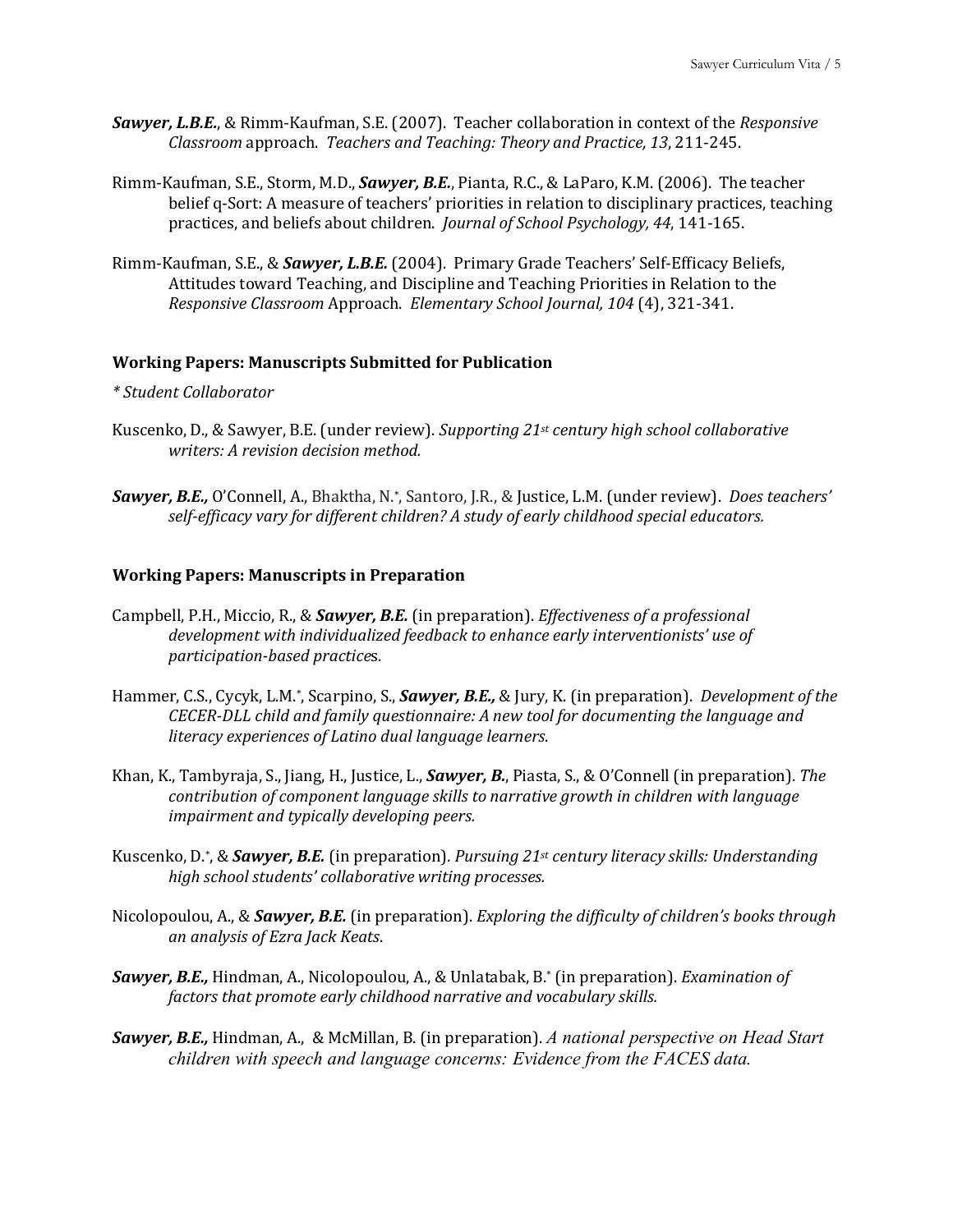***Sawyer, L.B.E.***, & Rimm-Kaufman, S.E. (2007). Teacher collaboration in context of the *Responsive Classroom* approach. *Teachers and Teaching: Theory and Practice, 13*, 211-245.

Rimm-Kaufman, S.E., Storm, M.D., ***Sawyer, B.E.***, Pianta, R.C., & LaParo, K.M. (2006). The teacher belief q-Sort: A measure of teachers' priorities in relation to disciplinary practices, teaching practices, and beliefs about children. *Journal of School Psychology, 44*, 141-165.

Rimm-Kaufman, S.E., & ***Sawyer, L.B.E.*** (2004). Primary Grade Teachers' Self-Efficacy Beliefs, Attitudes toward Teaching, and Discipline and Teaching Priorities in Relation to the *Responsive Classroom* Approach. *Elementary School Journal, 104* (4), 321-341.

### Working Papers: Manuscripts Submitted for Publication

*\* Student Collaborator*

Kuscenko, D., & Sawyer, B.E. (under review). *Supporting 21st century high school collaborative writers: A revision decision method.*

***Sawyer, B.E.,*** O'Connell, A., Bhaktha, N.*, Santoro, J.R., & Justice, L.M. (under review). *Does teachers' self-efficacy vary for different children? A study of early childhood special educators.*

### Working Papers: Manuscripts in Preparation

Campbell, P.H., Miccio, R., & ***Sawyer, B.E.*** (in preparation). *Effectiveness of a professional development with individualized feedback to enhance early interventionists' use of participation-based practice*s.

Hammer, C.S., Cycyk, L.M.*, Scarpino, S., ***Sawyer, B.E.,*** & Jury, K. (in preparation). *Development of the CECER-DLL child and family questionnaire: A new tool for documenting the language and literacy experiences of Latino dual language learners*.

Khan, K., Tambyraja, S., Jiang, H., Justice, L., ***Sawyer, B.***, Piasta, S., & O'Connell (in preparation). *The contribution of component language skills to narrative growth in children with language impairment and typically developing peers.*

Kuscenko, D.*, & ***Sawyer, B.E.*** (in preparation). *Pursuing 21st century literacy skills: Understanding high school students' collaborative writing processes.*

Nicolopoulou, A., & ***Sawyer, B.E.*** (in preparation). *Exploring the difficulty of children's books through an analysis of Ezra Jack Keats*.

***Sawyer, B.E.,*** Hindman, A., Nicolopoulou, A., & Unlatabak, B.* (in preparation). *Examination of factors that promote early childhood narrative and vocabulary skills.*

***Sawyer, B.E.,*** Hindman, A., & McMillan, B. (in preparation). *A national perspective on Head Start children with speech and language concerns: Evidence from the FACES data.*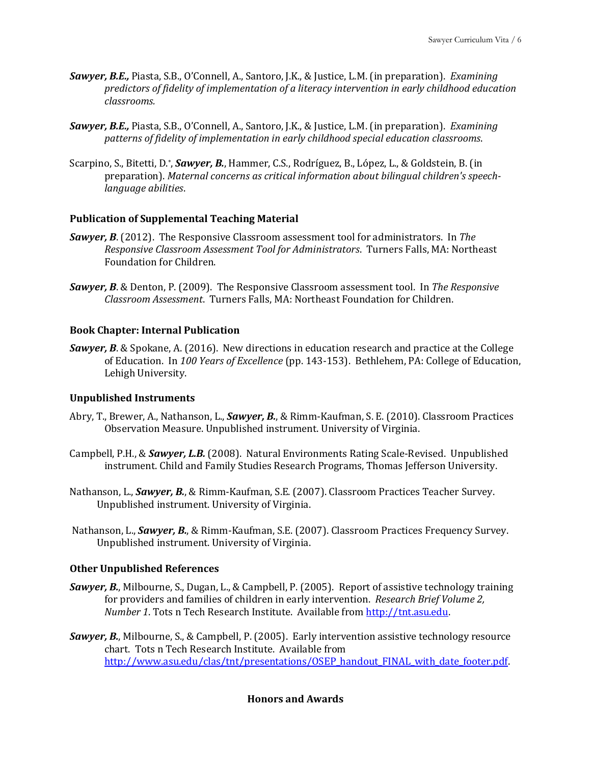***Sawyer, B.E.,*** Piasta, S.B., O'Connell, A., Santoro, J.K., & Justice, L.M. (in preparation). *Examining predictors of fidelity of implementation of a literacy intervention in early childhood education classrooms.*

***Sawyer, B.E.,*** Piasta, S.B., O'Connell, A., Santoro, J.K., & Justice, L.M. (in preparation). *Examining patterns of fidelity of implementation in early childhood special education classrooms*.

Scarpino, S., Bitetti, D.*, ***Sawyer, B.***, Hammer, C.S., Rodríguez, B., López, L., & Goldstein, B. (in preparation). *Maternal concerns as critical information about bilingual children's speech-language abilities*.

### Publication of Supplemental Teaching Material

***Sawyer, B***. (2012). The Responsive Classroom assessment tool for administrators. In *The Responsive Classroom Assessment Tool for Administrators*. Turners Falls, MA: Northeast Foundation for Children.

***Sawyer, B***. & Denton, P. (2009). The Responsive Classroom assessment tool. In *The Responsive Classroom Assessment*. Turners Falls, MA: Northeast Foundation for Children.

### Book Chapter: Internal Publication

***Sawyer, B***. & Spokane, A. (2016). New directions in education research and practice at the College of Education. In *100 Years of Excellence* (pp. 143-153). Bethlehem, PA: College of Education, Lehigh University.

### Unpublished Instruments

Abry, T., Brewer, A., Nathanson, L., ***Sawyer, B.***, & Rimm-Kaufman, S. E. (2010). Classroom Practices Observation Measure. Unpublished instrument. University of Virginia.

Campbell, P.H., & ***Sawyer, L.B.*** (2008). Natural Environments Rating Scale-Revised. Unpublished instrument. Child and Family Studies Research Programs, Thomas Jefferson University.

Nathanson, L., ***Sawyer, B.***, & Rimm-Kaufman, S.E. (2007). Classroom Practices Teacher Survey. Unpublished instrument. University of Virginia.

Nathanson, L., ***Sawyer, B.***, & Rimm-Kaufman, S.E. (2007). Classroom Practices Frequency Survey. Unpublished instrument. University of Virginia.

### Other Unpublished References

***Sawyer, B.***, Milbourne, S., Dugan, L., & Campbell, P. (2005). Report of assistive technology training for providers and families of children in early intervention. *Research Brief Volume 2, Number 1*. Tots n Tech Research Institute. Available from http://tnt.asu.edu.

***Sawyer, B.***, Milbourne, S., & Campbell, P. (2005). Early intervention assistive technology resource chart. Tots n Tech Research Institute. Available from http://www.asu.edu/clas/tnt/presentations/OSEP_handout_FINAL_with_date_footer.pdf.

## Honors and Awards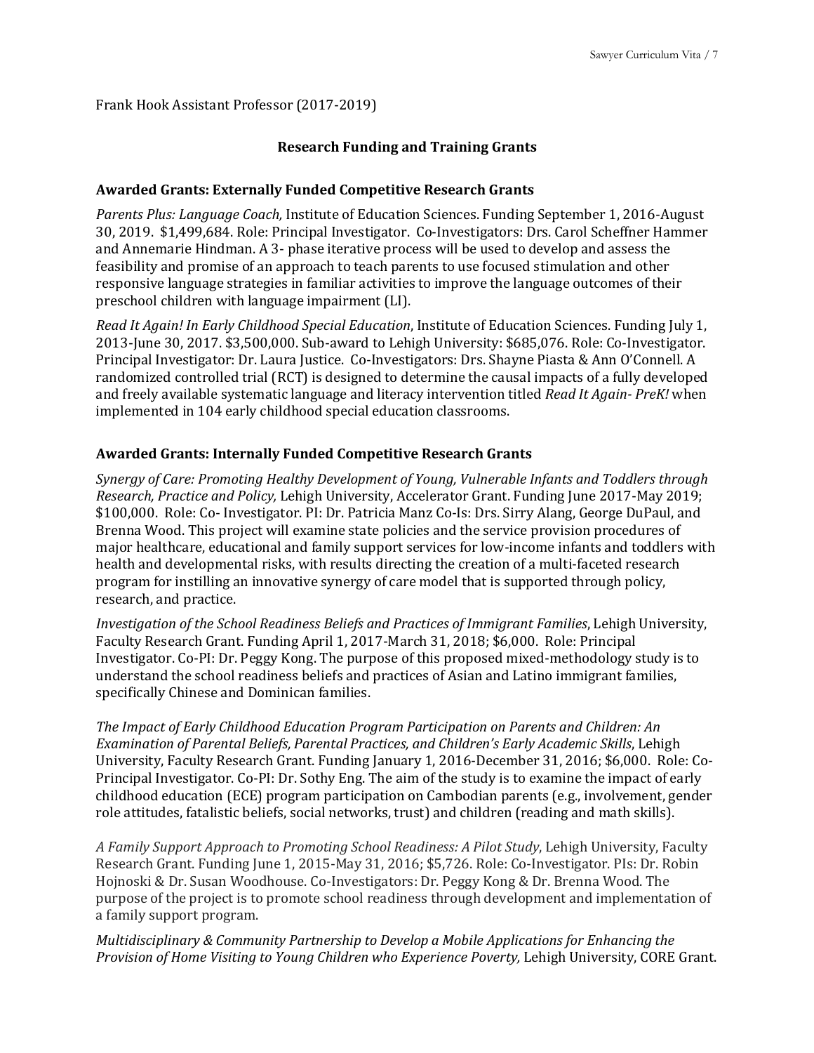Frank Hook Assistant Professor (2017-2019)

## Research Funding and Training Grants

### Awarded Grants: Externally Funded Competitive Research Grants

*Parents Plus: Language Coach,* Institute of Education Sciences. Funding September 1, 2016-August 30, 2019. $1,499,684. Role: Principal Investigator. Co-Investigators: Drs. Carol Scheffner Hammer and Annemarie Hindman. A 3- phase iterative process will be used to develop and assess the feasibility and promise of an approach to teach parents to use focused stimulation and other responsive language strategies in familiar activities to improve the language outcomes of their preschool children with language impairment (LI).

*Read It Again! In Early Childhood Special Education*, Institute of Education Sciences. Funding July 1, 2013-June 30, 2017. $3,500,000. Sub-award to Lehigh University: $685,076. Role: Co-Investigator. Principal Investigator: Dr. Laura Justice. Co-Investigators: Drs. Shayne Piasta & Ann O'Connell. A randomized controlled trial (RCT) is designed to determine the causal impacts of a fully developed and freely available systematic language and literacy intervention titled *Read It Again- PreK!* when implemented in 104 early childhood special education classrooms.

### Awarded Grants: Internally Funded Competitive Research Grants

*Synergy of Care: Promoting Healthy Development of Young, Vulnerable Infants and Toddlers through Research, Practice and Policy,* Lehigh University, Accelerator Grant. Funding June 2017-May 2019; $100,000. Role: Co- Investigator. PI: Dr. Patricia Manz Co-Is: Drs. Sirry Alang, George DuPaul, and Brenna Wood. This project will examine state policies and the service provision procedures of major healthcare, educational and family support services for low-income infants and toddlers with health and developmental risks, with results directing the creation of a multi-faceted research program for instilling an innovative synergy of care model that is supported through policy, research, and practice.

*Investigation of the School Readiness Beliefs and Practices of Immigrant Families*, Lehigh University, Faculty Research Grant. Funding April 1, 2017-March 31, 2018; $6,000. Role: Principal Investigator. Co-PI: Dr. Peggy Kong. The purpose of this proposed mixed-methodology study is to understand the school readiness beliefs and practices of Asian and Latino immigrant families, specifically Chinese and Dominican families.

*The Impact of Early Childhood Education Program Participation on Parents and Children: An Examination of Parental Beliefs, Parental Practices, and Children's Early Academic Skills*, Lehigh University, Faculty Research Grant. Funding January 1, 2016-December 31, 2016; $6,000. Role: Co-Principal Investigator. Co-PI: Dr. Sothy Eng. The aim of the study is to examine the impact of early childhood education (ECE) program participation on Cambodian parents (e.g., involvement, gender role attitudes, fatalistic beliefs, social networks, trust) and children (reading and math skills).

*A Family Support Approach to Promoting School Readiness: A Pilot Study*, Lehigh University, Faculty Research Grant. Funding June 1, 2015-May 31, 2016; $5,726. Role: Co-Investigator. PIs: Dr. Robin Hojnoski & Dr. Susan Woodhouse. Co-Investigators: Dr. Peggy Kong & Dr. Brenna Wood. The purpose of the project is to promote school readiness through development and implementation of a family support program.

*Multidisciplinary & Community Partnership to Develop a Mobile Applications for Enhancing the Provision of Home Visiting to Young Children who Experience Poverty,* Lehigh University, CORE Grant.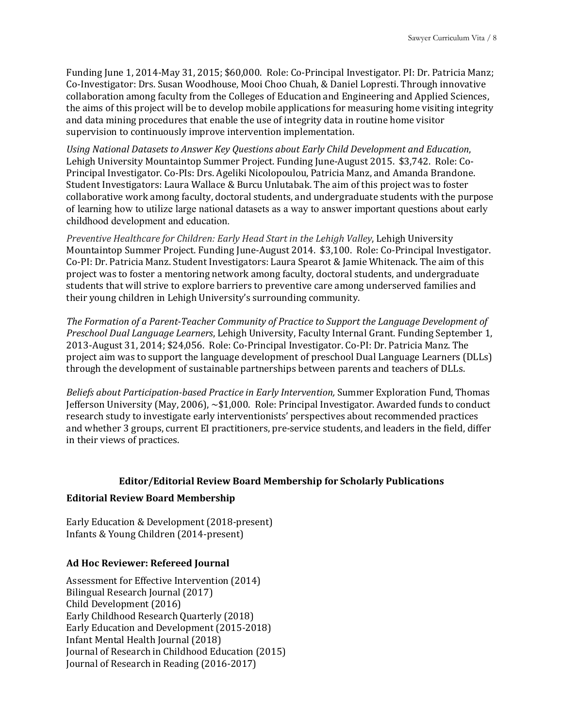Funding June 1, 2014-May 31, 2015; $60,000. Role: Co-Principal Investigator. PI: Dr. Patricia Manz; Co-Investigator: Drs. Susan Woodhouse, Mooi Choo Chuah, & Daniel Lopresti. Through innovative collaboration among faculty from the Colleges of Education and Engineering and Applied Sciences, the aims of this project will be to develop mobile applications for measuring home visiting integrity and data mining procedures that enable the use of integrity data in routine home visitor supervision to continuously improve intervention implementation.

*Using National Datasets to Answer Key Questions about Early Child Development and Education*, Lehigh University Mountaintop Summer Project. Funding June-August 2015. $3,742. Role: Co-Principal Investigator. Co-PIs: Drs. Ageliki Nicolopoulou, Patricia Manz, and Amanda Brandone. Student Investigators: Laura Wallace & Burcu Unlutabak. The aim of this project was to foster collaborative work among faculty, doctoral students, and undergraduate students with the purpose of learning how to utilize large national datasets as a way to answer important questions about early childhood development and education.

*Preventive Healthcare for Children: Early Head Start in the Lehigh Valley*, Lehigh University Mountaintop Summer Project. Funding June-August 2014. $3,100. Role: Co-Principal Investigator. Co-PI: Dr. Patricia Manz. Student Investigators: Laura Spearot & Jamie Whitenack. The aim of this project was to foster a mentoring network among faculty, doctoral students, and undergraduate students that will strive to explore barriers to preventive care among underserved families and their young children in Lehigh University's surrounding community.

*The Formation of a Parent-Teacher Community of Practice to Support the Language Development of Preschool Dual Language Learners*, Lehigh University, Faculty Internal Grant. Funding September 1, 2013-August 31, 2014; $24,056. Role: Co-Principal Investigator. Co-PI: Dr. Patricia Manz. The project aim was to support the language development of preschool Dual Language Learners (DLLs) through the development of sustainable partnerships between parents and teachers of DLLs.

*Beliefs about Participation-based Practice in Early Intervention,* Summer Exploration Fund, Thomas Jefferson University (May, 2006), ~$1,000. Role: Principal Investigator. Awarded funds to conduct research study to investigate early interventionists' perspectives about recommended practices and whether 3 groups, current EI practitioners, pre-service students, and leaders in the field, differ in their views of practices.

## Editor/Editorial Review Board Membership for Scholarly Publications

### Editorial Review Board Membership

Early Education & Development (2018-present)
Infants & Young Children (2014-present)

### Ad Hoc Reviewer: Refereed Journal

Assessment for Effective Intervention (2014)
Bilingual Research Journal (2017)
Child Development (2016)
Early Childhood Research Quarterly (2018)
Early Education and Development (2015-2018)
Infant Mental Health Journal (2018)
Journal of Research in Childhood Education (2015)
Journal of Research in Reading (2016-2017)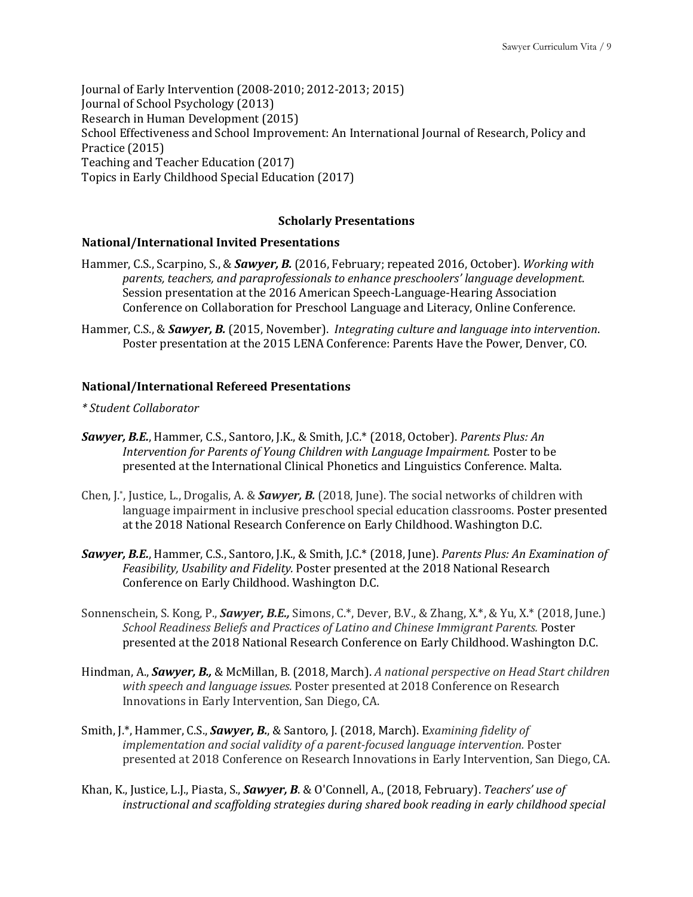Journal of Early Intervention (2008-2010; 2012-2013; 2015)
Journal of School Psychology (2013)
Research in Human Development (2015)
School Effectiveness and School Improvement: An International Journal of Research, Policy and Practice (2015)
Teaching and Teacher Education (2017)
Topics in Early Childhood Special Education (2017)

## Scholarly Presentations

### National/International Invited Presentations

Hammer, C.S., Scarpino, S., & ***Sawyer, B.*** (2016, February; repeated 2016, October). *Working with parents, teachers, and paraprofessionals to enhance preschoolers' language development.* Session presentation at the 2016 American Speech-Language-Hearing Association Conference on Collaboration for Preschool Language and Literacy, Online Conference.

Hammer, C.S., & ***Sawyer, B.*** (2015, November). *Integrating culture and language into intervention*. Poster presentation at the 2015 LENA Conference: Parents Have the Power, Denver, CO.

### National/International Refereed Presentations

*\* Student Collaborator*

***Sawyer, B.E.***, Hammer, C.S., Santoro, J.K., & Smith, J.C.* (2018, October). *Parents Plus: An Intervention for Parents of Young Children with Language Impairment.* Poster to be presented at the International Clinical Phonetics and Linguistics Conference. Malta.

Chen, J.*, Justice, L., Drogalis, A. & ***Sawyer, B.*** (2018, June). The social networks of children with language impairment in inclusive preschool special education classrooms. Poster presented at the 2018 National Research Conference on Early Childhood. Washington D.C.

***Sawyer, B.E.***, Hammer, C.S., Santoro, J.K., & Smith, J.C.* (2018, June). *Parents Plus: An Examination of Feasibility, Usability and Fidelity.* Poster presented at the 2018 National Research Conference on Early Childhood. Washington D.C.

Sonnenschein, S. Kong, P., ***Sawyer, B.E.,*** Simons, C.*, Dever, B.V., & Zhang, X.*, & Yu, X.* (2018, June.) *School Readiness Beliefs and Practices of Latino and Chinese Immigrant Parents.* Poster presented at the 2018 National Research Conference on Early Childhood. Washington D.C.

Hindman, A., ***Sawyer, B.,*** & McMillan, B. (2018, March). *A national perspective on Head Start children with speech and language issues.* Poster presented at 2018 Conference on Research Innovations in Early Intervention, San Diego, CA.

Smith, J.*, Hammer, C.S., ***Sawyer, B.***, & Santoro, J. (2018, March). E*xamining fidelity of implementation and social validity of a parent-focused language intervention.* Poster presented at 2018 Conference on Research Innovations in Early Intervention, San Diego, CA.

Khan, K., Justice, L.J., Piasta, S., ***Sawyer, B*** & O'Connell, A., (2018, February). *Teachers' use of instructional and scaffolding strategies during shared book reading in early childhood special*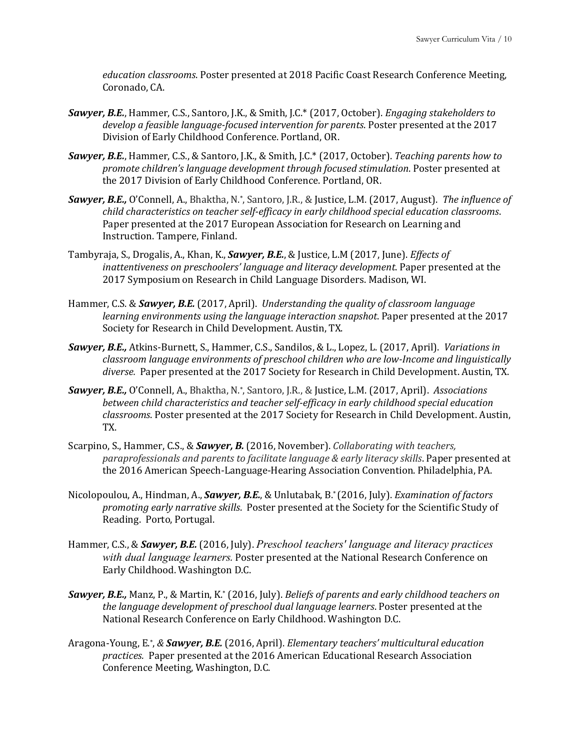*education classrooms*. Poster presented at 2018 Pacific Coast Research Conference Meeting, Coronado, CA.

***Sawyer, B.E.***, Hammer, C.S., Santoro, J.K., & Smith, J.C.* (2017, October). *Engaging stakeholders to develop a feasible language-focused intervention for parents*. Poster presented at the 2017 Division of Early Childhood Conference. Portland, OR.

***Sawyer, B.E.***, Hammer, C.S., & Santoro, J.K., & Smith, J.C.* (2017, October). *Teaching parents how to promote children's language development through focused stimulation*. Poster presented at the 2017 Division of Early Childhood Conference. Portland, OR.

***Sawyer, B.E.,*** O'Connell, A., Bhaktha, N.*, Santoro, J.R., & Justice, L.M. (2017, August). *The influence of child characteristics on teacher self-efficacy in early childhood special education classrooms*. Paper presented at the 2017 European Association for Research on Learning and Instruction. Tampere, Finland.

Tambyraja, S., Drogalis, A., Khan, K., ***Sawyer, B.E.***, & Justice, L.M (2017, June). *Effects of inattentiveness on preschoolers' language and literacy development*. Paper presented at the 2017 Symposium on Research in Child Language Disorders. Madison, WI.

Hammer, C.S. & ***Sawyer, B.E.*** (2017, April). *Understanding the quality of classroom language learning environments using the language interaction snapshot*. Paper presented at the 2017 Society for Research in Child Development. Austin, TX.

***Sawyer, B.E.,*** Atkins-Burnett, S., Hammer, C.S., Sandilos, & L., Lopez, L. (2017, April). *Variations in classroom language environments of preschool children who are low-Income and linguistically diverse.* Paper presented at the 2017 Society for Research in Child Development. Austin, TX.

***Sawyer, B.E.,*** O'Connell, A., Bhaktha, N.*, Santoro, J.R., & Justice, L.M. (2017, April). *Associations between child characteristics and teacher self-efficacy in early childhood special education classrooms*. Poster presented at the 2017 Society for Research in Child Development. Austin, TX.

Scarpino, S., Hammer, C.S., & ***Sawyer, B.*** (2016, November). *Collaborating with teachers, paraprofessionals and parents to facilitate language & early literacy skills*. Paper presented at the 2016 American Speech-Language-Hearing Association Convention. Philadelphia, PA.

Nicolopoulou, A., Hindman, A., ***Sawyer, B.E.***, & Unlutabak, B.* (2016, July). *Examination of factors promoting early narrative skills*. Poster presented at the Society for the Scientific Study of Reading. Porto, Portugal.

Hammer, C.S., & ***Sawyer, B.E.*** (2016, July). *Preschool teachers' language and literacy practices with dual language learners.* Poster presented at the National Research Conference on Early Childhood. Washington D.C.

***Sawyer, B.E.,*** Manz, P., & Martin, K.* (2016, July). *Beliefs of parents and early childhood teachers on the language development of preschool dual language learners*. Poster presented at the National Research Conference on Early Childhood. Washington D.C.

Aragona-Young, E.*, & ***Sawyer, B.E.*** (2016, April). *Elementary teachers' multicultural education practices.* Paper presented at the 2016 American Educational Research Association Conference Meeting, Washington, D.C.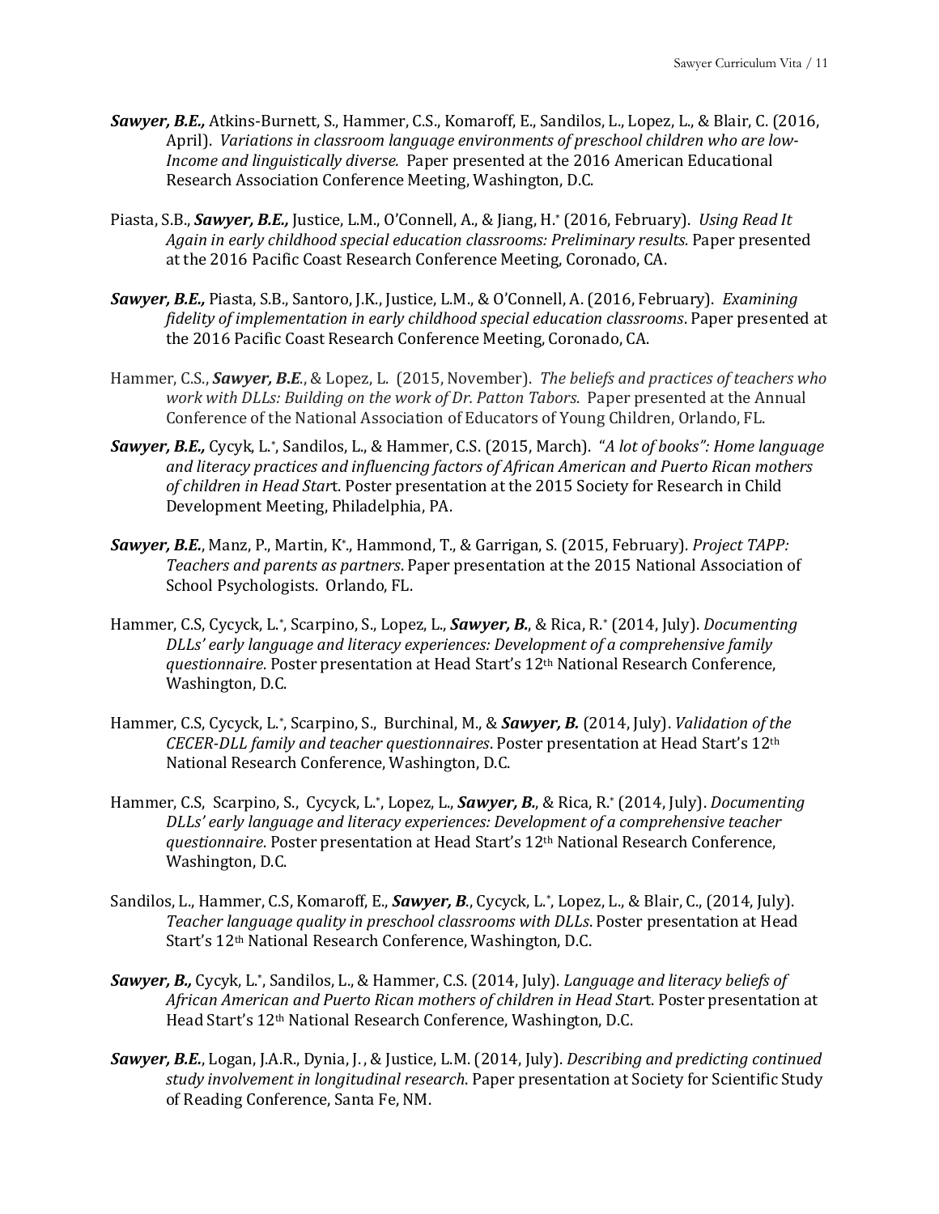***Sawyer, B.E.,*** Atkins-Burnett, S., Hammer, C.S., Komaroff, E., Sandilos, L., Lopez, L., & Blair, C. (2016, April). *Variations in classroom language environments of preschool children who are low-Income and linguistically diverse.* Paper presented at the 2016 American Educational Research Association Conference Meeting, Washington, D.C.

Piasta, S.B., ***Sawyer, B.E.,*** Justice, L.M., O'Connell, A., & Jiang, H.* (2016, February). *Using Read It Again in early childhood special education classrooms: Preliminary results.* Paper presented at the 2016 Pacific Coast Research Conference Meeting, Coronado, CA.

***Sawyer, B.E.,*** Piasta, S.B., Santoro, J.K., Justice, L.M., & O'Connell, A. (2016, February). *Examining fidelity of implementation in early childhood special education classrooms*. Paper presented at the 2016 Pacific Coast Research Conference Meeting, Coronado, CA.

Hammer, C.S., ***Sawyer, B.E***., & Lopez, L. (2015, November). *The beliefs and practices of teachers who work with DLLs: Building on the work of Dr. Patton Tabors*. Paper presented at the Annual Conference of the National Association of Educators of Young Children, Orlando, FL.

***Sawyer, B.E.,*** Cycyk, L.*, Sandilos, L., & Hammer, C.S. (2015, March). *"A lot of books": Home language and literacy practices and influencing factors of African American and Puerto Rican mothers of children in Head Star*t. Poster presentation at the 2015 Society for Research in Child Development Meeting, Philadelphia, PA.

***Sawyer, B.E.***, Manz, P., Martin, K*., Hammond, T., & Garrigan, S. (2015, February). *Project TAPP: Teachers and parents as partners*. Paper presentation at the 2015 National Association of School Psychologists. Orlando, FL.

Hammer, C.S, Cycyck, L.*, Scarpino, S., Lopez, L., ***Sawyer, B.***, & Rica, R.* (2014, July). *Documenting DLLs' early language and literacy experiences: Development of a comprehensive family questionnaire*. Poster presentation at Head Start's 12th National Research Conference, Washington, D.C.

Hammer, C.S, Cycyck, L.*, Scarpino, S., Burchinal, M., & ***Sawyer, B.*** (2014, July). *Validation of the CECER-DLL family and teacher questionnaires*. Poster presentation at Head Start's 12th National Research Conference, Washington, D.C.

Hammer, C.S, Scarpino, S., Cycyck, L.*, Lopez, L., ***Sawyer, B.***, & Rica, R.* (2014, July). *Documenting DLLs' early language and literacy experiences: Development of a comprehensive teacher questionnaire*. Poster presentation at Head Start's 12th National Research Conference, Washington, D.C.

Sandilos, L., Hammer, C.S, Komaroff, E., ***Sawyer, B***., Cycyck, L.*, Lopez, L., & Blair, C., (2014, July). *Teacher language quality in preschool classrooms with DLLs*. Poster presentation at Head Start's 12th National Research Conference, Washington, D.C.

***Sawyer, B.,*** Cycyk, L.*, Sandilos, L., & Hammer, C.S. (2014, July). *Language and literacy beliefs of African American and Puerto Rican mothers of children in Head Star*t. Poster presentation at Head Start's 12th National Research Conference, Washington, D.C.

***Sawyer, B.E.***, Logan, J.A.R., Dynia, J., & Justice, L.M. (2014, July). *Describing and predicting continued study involvement in longitudinal research*. Paper presentation at Society for Scientific Study of Reading Conference, Santa Fe, NM.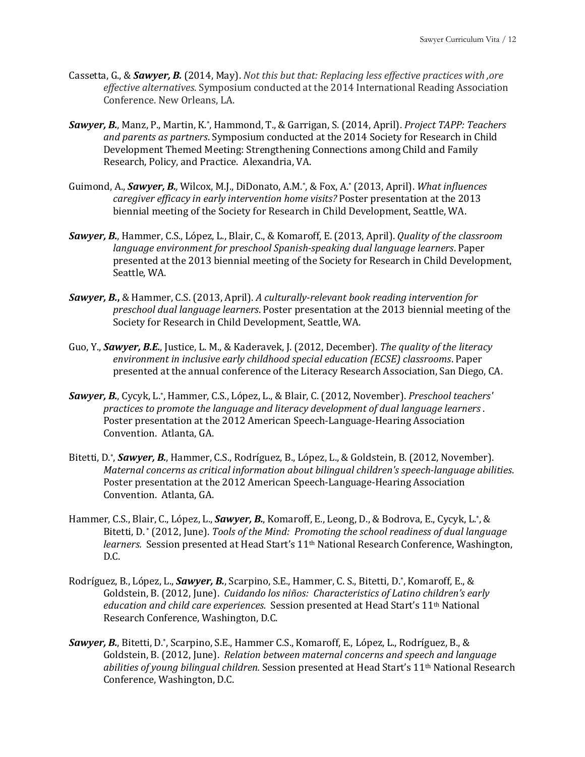Cassetta, G., & ***Sawyer, B.*** (2014, May). *Not this but that: Replacing less effective practices with ,ore effective alternatives*. Symposium conducted at the 2014 International Reading Association Conference. New Orleans, LA.

***Sawyer, B.***, Manz, P., Martin, K.*, Hammond, T., & Garrigan, S. (2014, April). *Project TAPP: Teachers and parents as partners*. Symposium conducted at the 2014 Society for Research in Child Development Themed Meeting: Strengthening Connections among Child and Family Research, Policy, and Practice. Alexandria, VA.

Guimond, A., ***Sawyer, B.,*** Wilcox, M.J., DiDonato, A.M.*, & Fox, A.* (2013, April). *What influences caregiver efficacy in early intervention home visits?* Poster presentation at the 2013 biennial meeting of the Society for Research in Child Development, Seattle, WA.

***Sawyer, B.***, Hammer, C.S., López, L., Blair, C., & Komaroff, E. (2013, April). *Quality of the classroom language environment for preschool Spanish-speaking dual language learners*. Paper presented at the 2013 biennial meeting of the Society for Research in Child Development, Seattle, WA.

***Sawyer, B.,*** & Hammer, C.S. (2013, April). *A culturally-relevant book reading intervention for preschool dual language learners*. Poster presentation at the 2013 biennial meeting of the Society for Research in Child Development, Seattle, WA.

Guo, Y., ***Sawyer, B.E.***, Justice, L. M., & Kaderavek, J. (2012, December). *The quality of the literacy environment in inclusive early childhood special education (ECSE) classrooms*. Paper presented at the annual conference of the Literacy Research Association, San Diego, CA.

***Sawyer, B.***, Cycyk, L.*, Hammer, C.S., López, L., & Blair, C. (2012, November). *Preschool teachers' practices to promote the language and literacy development of dual language learners* . Poster presentation at the 2012 American Speech-Language-Hearing Association Convention. Atlanta, GA.

Bitetti, D.*, ***Sawyer, B.***, Hammer, C.S., Rodríguez, B., López, L., & Goldstein, B. (2012, November). *Maternal concerns as critical information about bilingual children's speech-language abilities*. Poster presentation at the 2012 American Speech-Language-Hearing Association Convention. Atlanta, GA.

Hammer, C.S., Blair, C., López, L., ***Sawyer, B.***, Komaroff, E., Leong, D., & Bodrova, E., Cycyk, L.*, & Bitetti, D.* (2012, June). *Tools of the Mind: Promoting the school readiness of dual language learners.* Session presented at Head Start's 11th National Research Conference, Washington, D.C.

Rodríguez, B., López, L., ***Sawyer, B.***, Scarpino, S.E., Hammer, C. S., Bitetti, D.*, Komaroff, E., & Goldstein, B. (2012, June). *Cuidando los niños: Characteristics of Latino children's early education and child care experiences.* Session presented at Head Start's 11th National Research Conference, Washington, D.C.

***Sawyer, B.***, Bitetti, D.*, Scarpino, S.E., Hammer C.S., Komaroff, E., López, L., Rodríguez, B., & Goldstein, B. (2012, June). *Relation between maternal concerns and speech and language abilities of young bilingual children.* Session presented at Head Start's 11th National Research Conference, Washington, D.C.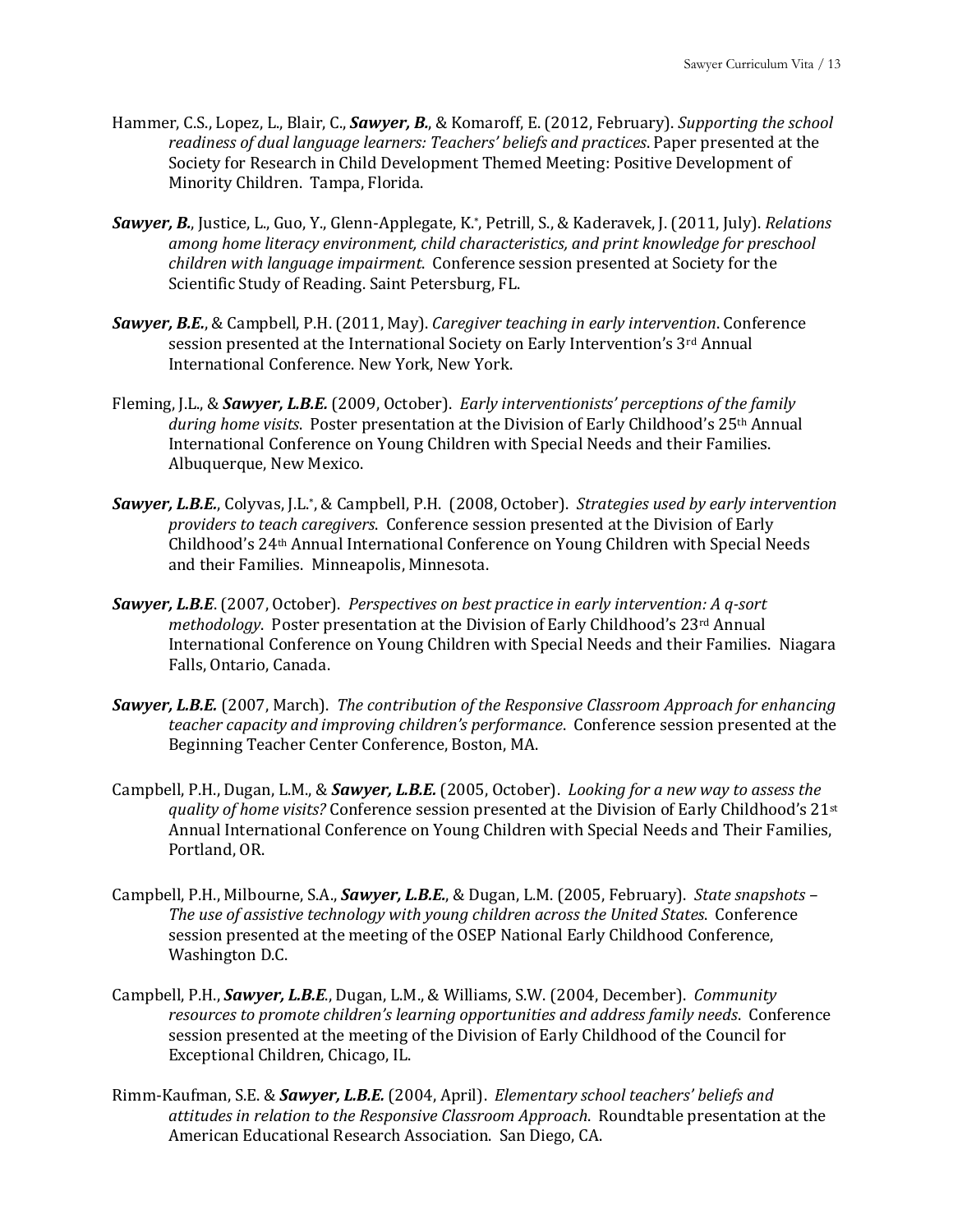Hammer, C.S., Lopez, L., Blair, C., ***Sawyer, B.***, & Komaroff, E. (2012, February). *Supporting the school readiness of dual language learners: Teachers' beliefs and practices*. Paper presented at the Society for Research in Child Development Themed Meeting: Positive Development of Minority Children. Tampa, Florida.

***Sawyer, B.***, Justice, L., Guo, Y., Glenn-Applegate, K.*, Petrill, S., & Kaderavek, J. (2011, July). *Relations among home literacy environment, child characteristics, and print knowledge for preschool children with language impairment*. Conference session presented at Society for the Scientific Study of Reading. Saint Petersburg, FL.

***Sawyer, B.E.***, & Campbell, P.H. (2011, May). *Caregiver teaching in early intervention*. Conference session presented at the International Society on Early Intervention's 3rd Annual International Conference. New York, New York.

Fleming, J.L., & ***Sawyer, L.B.E.*** (2009, October). *Early interventionists' perceptions of the family during home visits*. Poster presentation at the Division of Early Childhood's 25th Annual International Conference on Young Children with Special Needs and their Families. Albuquerque, New Mexico.

***Sawyer, L.B.E.***, Colyvas, J.L.*, & Campbell, P.H. (2008, October). *Strategies used by early intervention providers to teach caregivers*. Conference session presented at the Division of Early Childhood's 24th Annual International Conference on Young Children with Special Needs and their Families. Minneapolis, Minnesota.

***Sawyer, L.B.E***. (2007, October). *Perspectives on best practice in early intervention: A q-sort methodology*. Poster presentation at the Division of Early Childhood's 23rd Annual International Conference on Young Children with Special Needs and their Families. Niagara Falls, Ontario, Canada.

***Sawyer, L.B.E.*** (2007, March). *The contribution of the Responsive Classroom Approach for enhancing teacher capacity and improving children's performance*. Conference session presented at the Beginning Teacher Center Conference, Boston, MA.

Campbell, P.H., Dugan, L.M., & ***Sawyer, L.B.E.*** (2005, October). *Looking for a new way to assess the quality of home visits?* Conference session presented at the Division of Early Childhood's 21st Annual International Conference on Young Children with Special Needs and Their Families, Portland, OR.

Campbell, P.H., Milbourne, S.A., ***Sawyer, L.B.E.***, & Dugan, L.M. (2005, February). *State snapshots – The use of assistive technology with young children across the United States*. Conference session presented at the meeting of the OSEP National Early Childhood Conference, Washington D.C.

Campbell, P.H., ***Sawyer, L.B.E***., Dugan, L.M., & Williams, S.W. (2004, December). *Community resources to promote children's learning opportunities and address family needs*. Conference session presented at the meeting of the Division of Early Childhood of the Council for Exceptional Children, Chicago, IL.

Rimm-Kaufman, S.E. & ***Sawyer, L.B.E.*** (2004, April). *Elementary school teachers' beliefs and attitudes in relation to the Responsive Classroom Approach*. Roundtable presentation at the American Educational Research Association. San Diego, CA.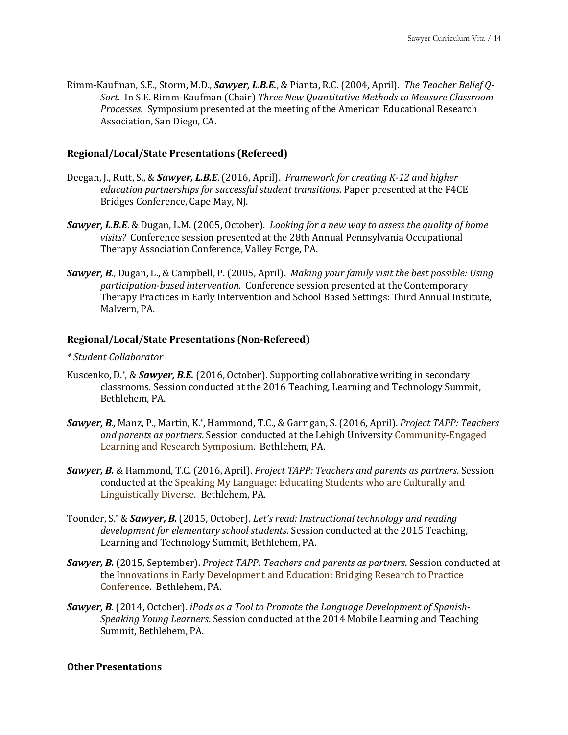Rimm-Kaufman, S.E., Storm, M.D., ***Sawyer, L.B.E.***, & Pianta, R.C. (2004, April). *The Teacher Belief Q-Sort.* In S.E. Rimm-Kaufman (Chair) *Three New Quantitative Methods to Measure Classroom Processes.* Symposium presented at the meeting of the American Educational Research Association, San Diego, CA.

**Regional/Local/State Presentations (Refereed)**

Deegan, J., Rutt, S., & ***Sawyer, L.B.E***. (2016, April). *Framework for creating K-12 and higher education partnerships for successful student transitions.* Paper presented at the P4CE Bridges Conference, Cape May, NJ.

***Sawyer, L.B.E***. & Dugan, L.M. (2005, October). *Looking for a new way to assess the quality of home visits?* Conference session presented at the 28th Annual Pennsylvania Occupational Therapy Association Conference, Valley Forge, PA.

***Sawyer, B.***, Dugan, L., & Campbell, P. (2005, April). *Making your family visit the best possible: Using participation-based intervention.* Conference session presented at the Contemporary Therapy Practices in Early Intervention and School Based Settings: Third Annual Institute, Malvern, PA.

**Regional/Local/State Presentations (Non-Refereed)**

*\* Student Collaborator*

Kuscenko, D.\*, & ***Sawyer, B.E.*** (2016, October). Supporting collaborative writing in secondary classrooms. Session conducted at the 2016 Teaching, Learning and Technology Summit, Bethlehem, PA.

***Sawyer, B.***, Manz, P., Martin, K.\*, Hammond, T.C., & Garrigan, S. (2016, April). *Project TAPP: Teachers and parents as partners.* Session conducted at the Lehigh University Community-Engaged Learning and Research Symposium. Bethlehem, PA.

***Sawyer, B.*** & Hammond, T.C. (2016, April). *Project TAPP: Teachers and parents as partners.* Session conducted at the Speaking My Language: Educating Students who are Culturally and Linguistically Diverse. Bethlehem, PA.

Toonder, S.\* & ***Sawyer, B.*** (2015, October). *Let's read: Instructional technology and reading development for elementary school students.* Session conducted at the 2015 Teaching, Learning and Technology Summit, Bethlehem, PA.

***Sawyer, B.*** (2015, September). *Project TAPP: Teachers and parents as partners.* Session conducted at the Innovations in Early Development and Education: Bridging Research to Practice Conference. Bethlehem, PA.

***Sawyer, B***. (2014, October). *iPads as a Tool to Promote the Language Development of Spanish-Speaking Young Learners.* Session conducted at the 2014 Mobile Learning and Teaching Summit, Bethlehem, PA.

**Other Presentations**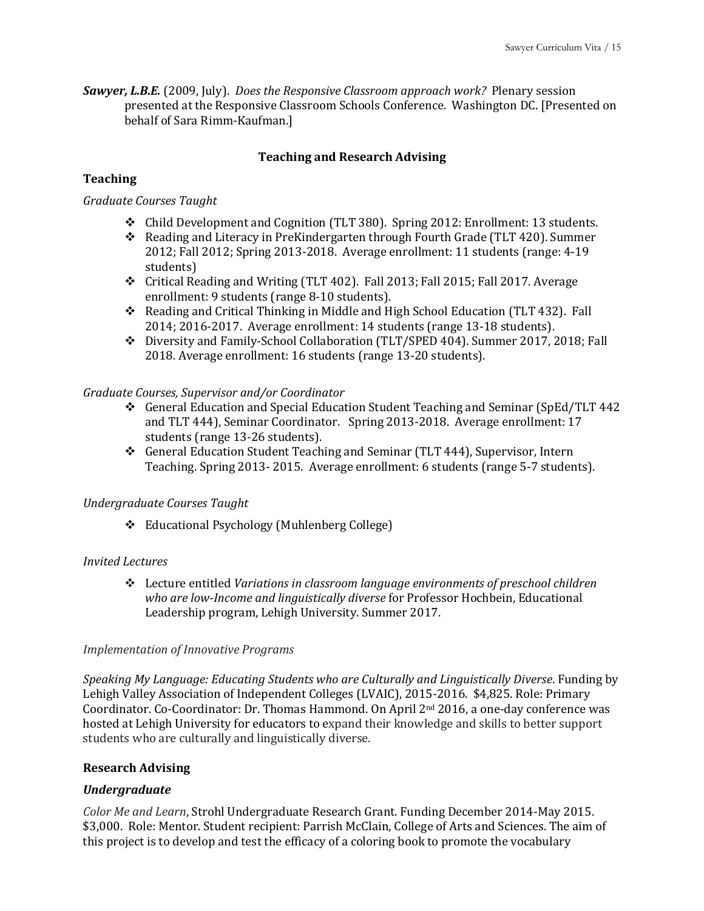***Sawyer, L.B.E.*** (2009, July). *Does the Responsive Classroom approach work?* Plenary session presented at the Responsive Classroom Schools Conference. Washington DC. [Presented on behalf of Sara Rimm-Kaufman.]

## Teaching and Research Advising

### Teaching

*Graduate Courses Taught*

- ❖ Child Development and Cognition (TLT 380). Spring 2012: Enrollment: 13 students.
- ❖ Reading and Literacy in PreKindergarten through Fourth Grade (TLT 420). Summer 2012; Fall 2012; Spring 2013-2018. Average enrollment: 11 students (range: 4-19 students)
- ❖ Critical Reading and Writing (TLT 402). Fall 2013; Fall 2015; Fall 2017. Average enrollment: 9 students (range 8-10 students).
- ❖ Reading and Critical Thinking in Middle and High School Education (TLT 432). Fall 2014; 2016-2017. Average enrollment: 14 students (range 13-18 students).
- ❖ Diversity and Family-School Collaboration (TLT/SPED 404). Summer 2017, 2018; Fall 2018. Average enrollment: 16 students (range 13-20 students).

*Graduate Courses, Supervisor and/or Coordinator*

- ❖ General Education and Special Education Student Teaching and Seminar (SpEd/TLT 442 and TLT 444), Seminar Coordinator. Spring 2013-2018. Average enrollment: 17 students (range 13-26 students).
- ❖ General Education Student Teaching and Seminar (TLT 444), Supervisor, Intern Teaching. Spring 2013- 2015. Average enrollment: 6 students (range 5-7 students).

*Undergraduate Courses Taught*

- ❖ Educational Psychology (Muhlenberg College)

*Invited Lectures*

- ❖ Lecture entitled *Variations in classroom language environments of preschool children who are low-Income and linguistically diverse* for Professor Hochbein, Educational Leadership program, Lehigh University. Summer 2017.

*Implementation of Innovative Programs*

*Speaking My Language: Educating Students who are Culturally and Linguistically Diverse*. Funding by Lehigh Valley Association of Independent Colleges (LVAIC), 2015-2016. $4,825. Role: Primary Coordinator. Co-Coordinator: Dr. Thomas Hammond. On April 2nd 2016, a one-day conference was hosted at Lehigh University for educators to expand their knowledge and skills to better support students who are culturally and linguistically diverse.

### Research Advising

***Undergraduate***

*Color Me and Learn*, Strohl Undergraduate Research Grant. Funding December 2014-May 2015. $3,000. Role: Mentor. Student recipient: Parrish McClain, College of Arts and Sciences. The aim of this project is to develop and test the efficacy of a coloring book to promote the vocabulary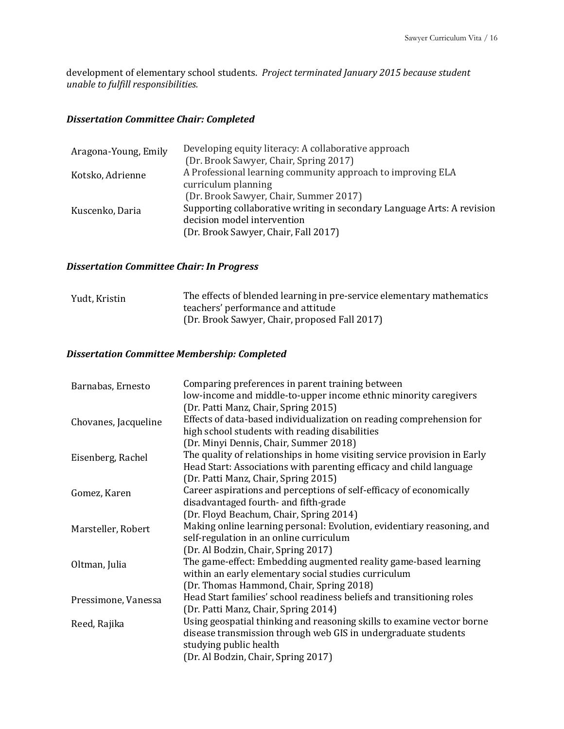development of elementary school students. *Project terminated January 2015 because student unable to fulfill responsibilities.*

### *Dissertation Committee Chair: Completed*

| | |
|---|---|
| Aragona-Young, Emily | Developing equity literacy: A collaborative approach (Dr. Brook Sawyer, Chair, Spring 2017) |
| Kotsko, Adrienne | A Professional learning community approach to improving ELA curriculum planning (Dr. Brook Sawyer, Chair, Summer 2017) |
| Kuscenko, Daria | Supporting collaborative writing in secondary Language Arts: A revision decision model intervention (Dr. Brook Sawyer, Chair, Fall 2017) |

### *Dissertation Committee Chair: In Progress*

| | |
|---|---|
| Yudt, Kristin | The effects of blended learning in pre-service elementary mathematics teachers' performance and attitude (Dr. Brook Sawyer, Chair, proposed Fall 2017) |

### *Dissertation Committee Membership: Completed*

| | |
|---|---|
| Barnabas, Ernesto | Comparing preferences in parent training between low-income and middle-to-upper income ethnic minority caregivers (Dr. Patti Manz, Chair, Spring 2015) |
| Chovanes, Jacqueline | Effects of data-based individualization on reading comprehension for high school students with reading disabilities (Dr. Minyi Dennis, Chair, Summer 2018) |
| Eisenberg, Rachel | The quality of relationships in home visiting service provision in Early Head Start: Associations with parenting efficacy and child language (Dr. Patti Manz, Chair, Spring 2015) |
| Gomez, Karen | Career aspirations and perceptions of self-efficacy of economically disadvantaged fourth- and fifth-grade (Dr. Floyd Beachum, Chair, Spring 2014) |
| Marsteller, Robert | Making online learning personal: Evolution, evidentiary reasoning, and self-regulation in an online curriculum (Dr. Al Bodzin, Chair, Spring 2017) |
| Oltman, Julia | The game-effect: Embedding augmented reality game-based learning within an early elementary social studies curriculum (Dr. Thomas Hammond, Chair, Spring 2018) |
| Pressimone, Vanessa | Head Start families' school readiness beliefs and transitioning roles (Dr. Patti Manz, Chair, Spring 2014) |
| Reed, Rajika | Using geospatial thinking and reasoning skills to examine vector borne disease transmission through web GIS in undergraduate students studying public health (Dr. Al Bodzin, Chair, Spring 2017) |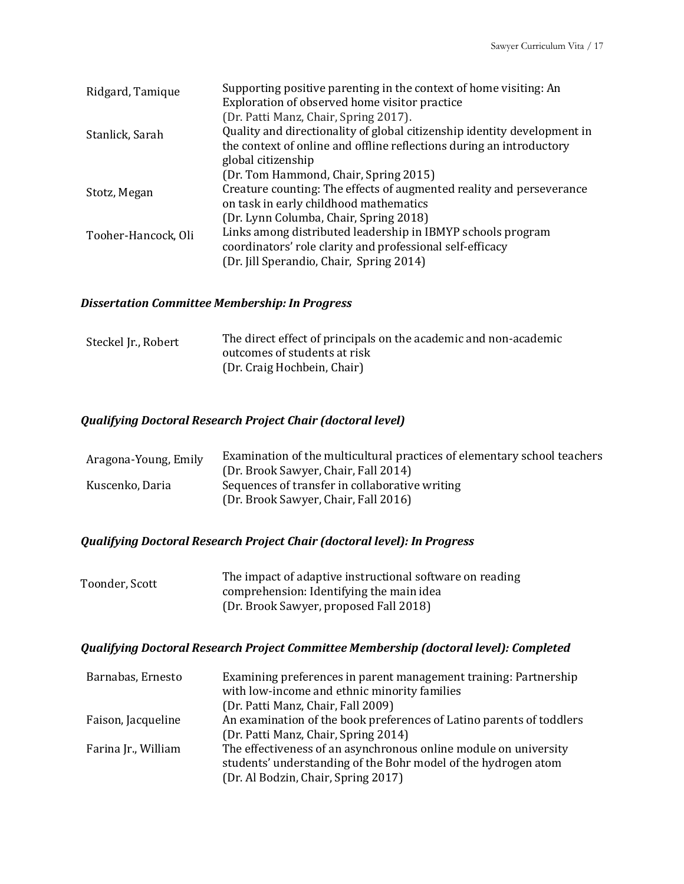| | |
|---|---|
| Ridgard, Tamique | Supporting positive parenting in the context of home visiting: An Exploration of observed home visitor practice (Dr. Patti Manz, Chair, Spring 2017). |
| Stanlick, Sarah | Quality and directionality of global citizenship identity development in the context of online and offline reflections during an introductory global citizenship (Dr. Tom Hammond, Chair, Spring 2015) |
| Stotz, Megan | Creature counting: The effects of augmented reality and perseverance on task in early childhood mathematics (Dr. Lynn Columba, Chair, Spring 2018) |
| Tooher-Hancock, Oli | Links among distributed leadership in IBMYP schools program coordinators' role clarity and professional self-efficacy (Dr. Jill Sperandio, Chair, Spring 2014) |

### *Dissertation Committee Membership: In Progress*

| | |
|---|---|
| Steckel Jr., Robert | The direct effect of principals on the academic and non-academic outcomes of students at risk (Dr. Craig Hochbein, Chair) |

### *Qualifying Doctoral Research Project Chair (doctoral level)*

| | |
|---|---|
| Aragona-Young, Emily | Examination of the multicultural practices of elementary school teachers (Dr. Brook Sawyer, Chair, Fall 2014) |
| Kuscenko, Daria | Sequences of transfer in collaborative writing (Dr. Brook Sawyer, Chair, Fall 2016) |

### *Qualifying Doctoral Research Project Chair (doctoral level): In Progress*

| | |
|---|---|
| Toonder, Scott | The impact of adaptive instructional software on reading comprehension: Identifying the main idea (Dr. Brook Sawyer, proposed Fall 2018) |

### *Qualifying Doctoral Research Project Committee Membership (doctoral level): Completed*

| | |
|---|---|
| Barnabas, Ernesto | Examining preferences in parent management training: Partnership with low-income and ethnic minority families (Dr. Patti Manz, Chair, Fall 2009) |
| Faison, Jacqueline | An examination of the book preferences of Latino parents of toddlers (Dr. Patti Manz, Chair, Spring 2014) |
| Farina Jr., William | The effectiveness of an asynchronous online module on university students' understanding of the Bohr model of the hydrogen atom (Dr. Al Bodzin, Chair, Spring 2017) |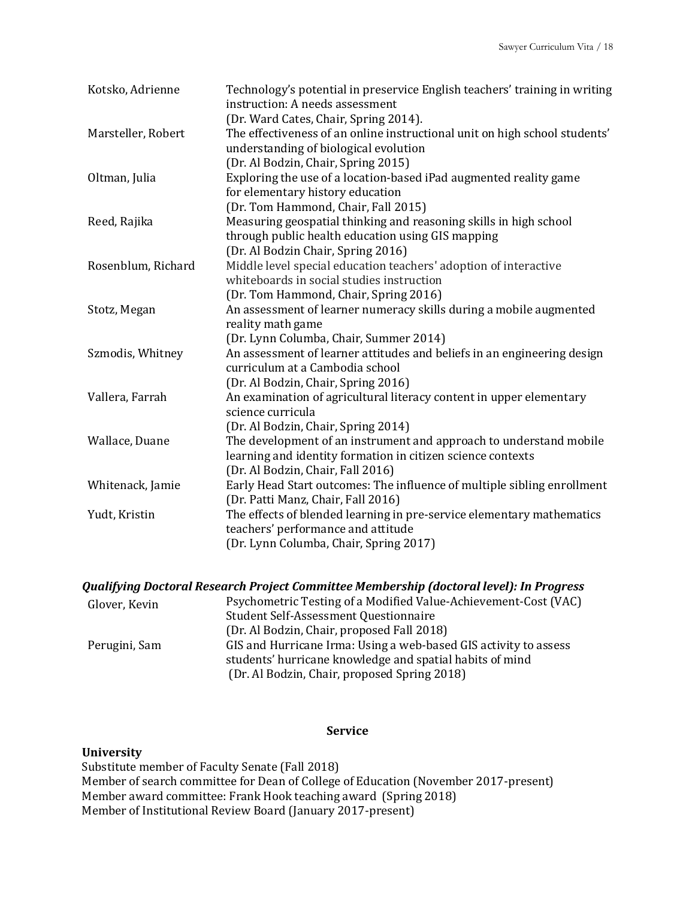| | |
|---|---|
| Kotsko, Adrienne | Technology's potential in preservice English teachers' training in writing instruction: A needs assessment (Dr. Ward Cates, Chair, Spring 2014). |
| Marsteller, Robert | The effectiveness of an online instructional unit on high school students' understanding of biological evolution (Dr. Al Bodzin, Chair, Spring 2015) |
| Oltman, Julia | Exploring the use of a location-based iPad augmented reality game for elementary history education (Dr. Tom Hammond, Chair, Fall 2015) |
| Reed, Rajika | Measuring geospatial thinking and reasoning skills in high school through public health education using GIS mapping (Dr. Al Bodzin Chair, Spring 2016) |
| Rosenblum, Richard | Middle level special education teachers' adoption of interactive whiteboards in social studies instruction (Dr. Tom Hammond, Chair, Spring 2016) |
| Stotz, Megan | An assessment of learner numeracy skills during a mobile augmented reality math game (Dr. Lynn Columba, Chair, Summer 2014) |
| Szmodis, Whitney | An assessment of learner attitudes and beliefs in an engineering design curriculum at a Cambodia school (Dr. Al Bodzin, Chair, Spring 2016) |
| Vallera, Farrah | An examination of agricultural literacy content in upper elementary science curricula (Dr. Al Bodzin, Chair, Spring 2014) |
| Wallace, Duane | The development of an instrument and approach to understand mobile learning and identity formation in citizen science contexts (Dr. Al Bodzin, Chair, Fall 2016) |
| Whitenack, Jamie | Early Head Start outcomes: The influence of multiple sibling enrollment (Dr. Patti Manz, Chair, Fall 2016) |
| Yudt, Kristin | The effects of blended learning in pre-service elementary mathematics teachers' performance and attitude (Dr. Lynn Columba, Chair, Spring 2017) |

***Qualifying Doctoral Research Project Committee Membership (doctoral level): In Progress***

| | |
|---|---|
| Glover, Kevin | Psychometric Testing of a Modified Value-Achievement-Cost (VAC) Student Self-Assessment Questionnaire (Dr. Al Bodzin, Chair, proposed Fall 2018) |
| Perugini, Sam | GIS and Hurricane Irma: Using a web-based GIS activity to assess students' hurricane knowledge and spatial habits of mind (Dr. Al Bodzin, Chair, proposed Spring 2018) |

## Service

**University**

Substitute member of Faculty Senate (Fall 2018)
Member of search committee for Dean of College of Education (November 2017-present)
Member award committee: Frank Hook teaching award (Spring 2018)
Member of Institutional Review Board (January 2017-present)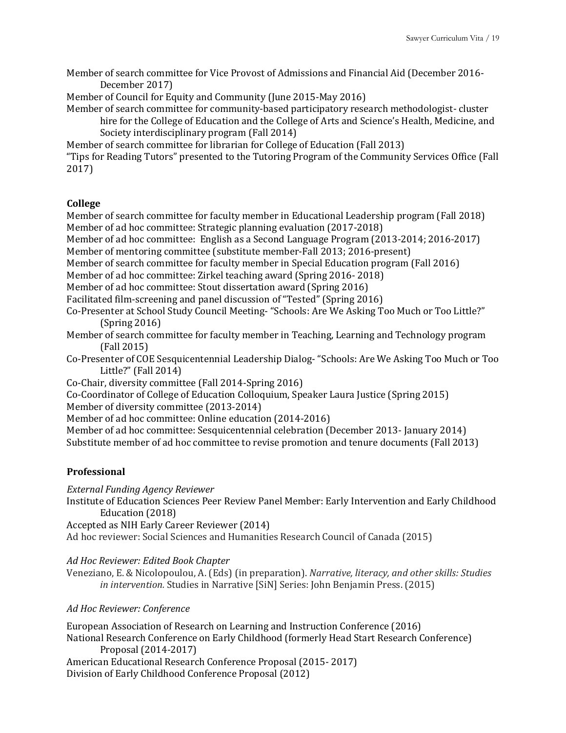Member of search committee for Vice Provost of Admissions and Financial Aid (December 2016-December 2017)
Member of Council for Equity and Community (June 2015-May 2016)
Member of search committee for community-based participatory research methodologist- cluster hire for the College of Education and the College of Arts and Science's Health, Medicine, and Society interdisciplinary program (Fall 2014)
Member of search committee for librarian for College of Education (Fall 2013)
"Tips for Reading Tutors" presented to the Tutoring Program of the Community Services Office (Fall 2017)

### College

Member of search committee for faculty member in Educational Leadership program (Fall 2018)
Member of ad hoc committee: Strategic planning evaluation (2017-2018)
Member of ad hoc committee: English as a Second Language Program (2013-2014; 2016-2017)
Member of mentoring committee (substitute member-Fall 2013; 2016-present)
Member of search committee for faculty member in Special Education program (Fall 2016)
Member of ad hoc committee: Zirkel teaching award (Spring 2016- 2018)
Member of ad hoc committee: Stout dissertation award (Spring 2016)
Facilitated film-screening and panel discussion of "Tested" (Spring 2016)
Co-Presenter at School Study Council Meeting- "Schools: Are We Asking Too Much or Too Little?" (Spring 2016)
Member of search committee for faculty member in Teaching, Learning and Technology program (Fall 2015)
Co-Presenter of COE Sesquicentennial Leadership Dialog- "Schools: Are We Asking Too Much or Too Little?" (Fall 2014)
Co-Chair, diversity committee (Fall 2014-Spring 2016)
Co-Coordinator of College of Education Colloquium, Speaker Laura Justice (Spring 2015)
Member of diversity committee (2013-2014)
Member of ad hoc committee: Online education (2014-2016)
Member of ad hoc committee: Sesquicentennial celebration (December 2013- January 2014)
Substitute member of ad hoc committee to revise promotion and tenure documents (Fall 2013)

### Professional

*External Funding Agency Reviewer*

Institute of Education Sciences Peer Review Panel Member: Early Intervention and Early Childhood Education (2018)
Accepted as NIH Early Career Reviewer (2014)
Ad hoc reviewer: Social Sciences and Humanities Research Council of Canada (2015)

*Ad Hoc Reviewer: Edited Book Chapter*

Veneziano, E. & Nicolopoulou, A. (Eds) (in preparation). *Narrative, literacy, and other skills: Studies in intervention.* Studies in Narrative [SiN] Series: John Benjamin Press. (2015)

*Ad Hoc Reviewer: Conference*

European Association of Research on Learning and Instruction Conference (2016)
National Research Conference on Early Childhood (formerly Head Start Research Conference) Proposal (2014-2017)
American Educational Research Conference Proposal (2015- 2017)
Division of Early Childhood Conference Proposal (2012)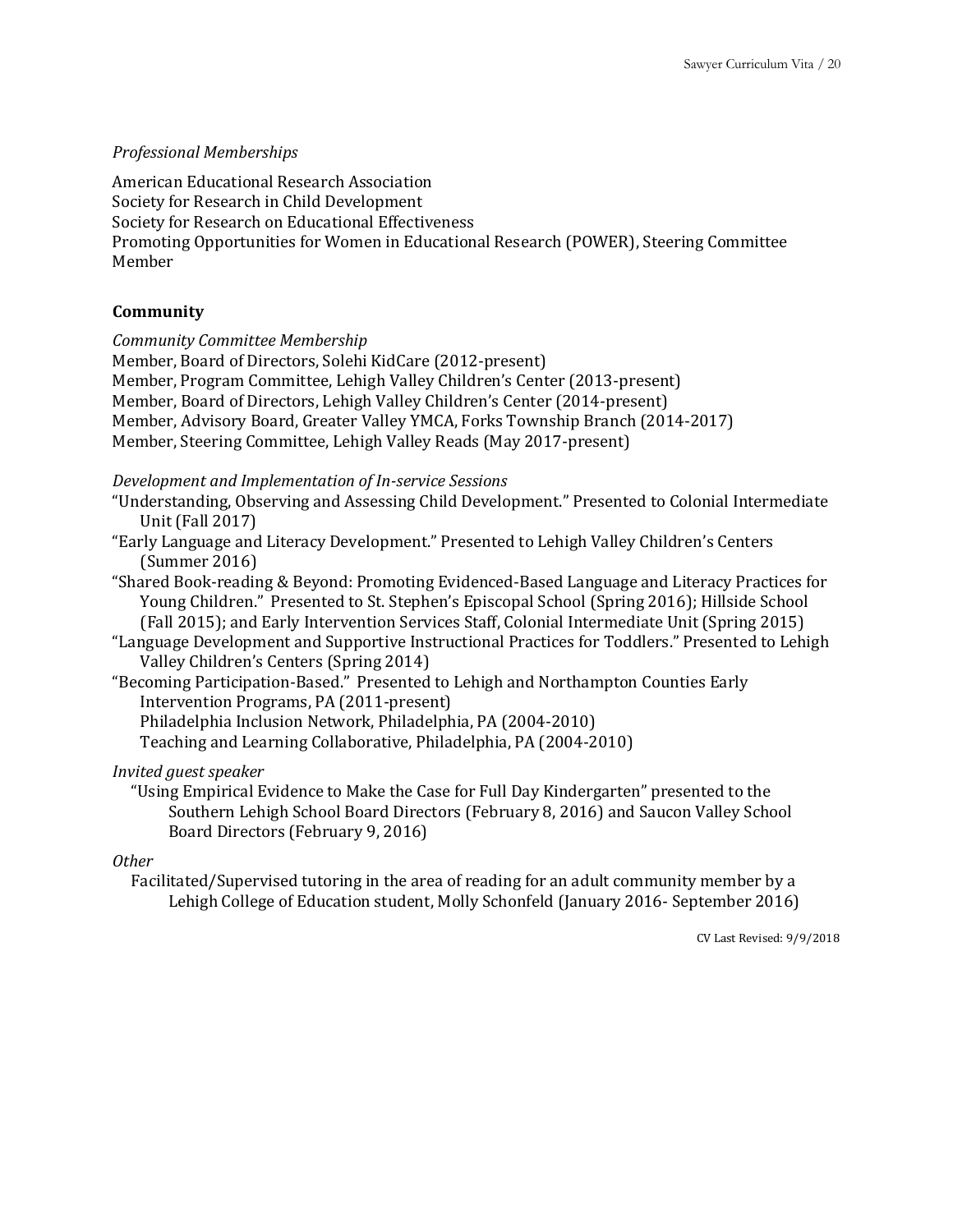*Professional Memberships*

American Educational Research Association
Society for Research in Child Development
Society for Research on Educational Effectiveness
Promoting Opportunities for Women in Educational Research (POWER), Steering Committee Member

**Community**

*Community Committee Membership*

Member, Board of Directors, Solehi KidCare (2012-present)
Member, Program Committee, Lehigh Valley Children's Center (2013-present)
Member, Board of Directors, Lehigh Valley Children's Center (2014-present)
Member, Advisory Board, Greater Valley YMCA, Forks Township Branch (2014-2017)
Member, Steering Committee, Lehigh Valley Reads (May 2017-present)

*Development and Implementation of In-service Sessions*

"Understanding, Observing and Assessing Child Development." Presented to Colonial Intermediate Unit (Fall 2017)

"Early Language and Literacy Development." Presented to Lehigh Valley Children's Centers (Summer 2016)

"Shared Book-reading & Beyond: Promoting Evidenced-Based Language and Literacy Practices for Young Children." Presented to St. Stephen's Episcopal School (Spring 2016); Hillside School (Fall 2015); and Early Intervention Services Staff, Colonial Intermediate Unit (Spring 2015)

"Language Development and Supportive Instructional Practices for Toddlers." Presented to Lehigh Valley Children's Centers (Spring 2014)

"Becoming Participation-Based." Presented to Lehigh and Northampton Counties Early Intervention Programs, PA (2011-present)
Philadelphia Inclusion Network, Philadelphia, PA (2004-2010)
Teaching and Learning Collaborative, Philadelphia, PA (2004-2010)

*Invited guest speaker*

"Using Empirical Evidence to Make the Case for Full Day Kindergarten" presented to the Southern Lehigh School Board Directors (February 8, 2016) and Saucon Valley School Board Directors (February 9, 2016)

*Other*

Facilitated/Supervised tutoring in the area of reading for an adult community member by a Lehigh College of Education student, Molly Schonfeld (January 2016- September 2016)

CV Last Revised: 9/9/2018